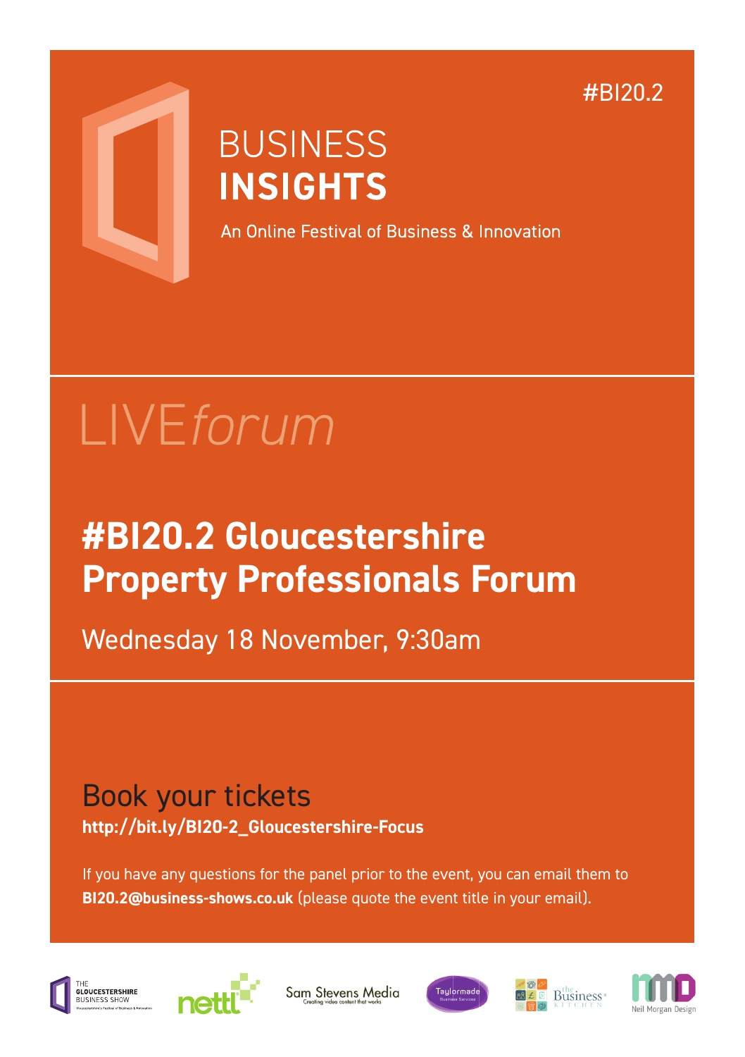#BI20.2

# BUSINESS **INSIGHTS**

An Online Festival of Business & Innovation

LIVE*forum*

## #BI20.2 Gloucestershire Property Professionals Forum

Wednesday 18 November, 9:30am

### Book your tickets

**http://bit.ly/BI20-2_Gloucestershire-Focus**

If you have any questions for the panel prior to the event, you can email them to **BI20.2@business-shows.co.uk** (please quote the event title in your email).

THE GLOUCESTERSHIRE BUSINESS SHOW — Gloucestershire's Festival of Business & Innovation

nettl

Sam Stevens Media — Creating video content that works

Taylormade Business Services

the Business Kitchen

Neil Morgan Design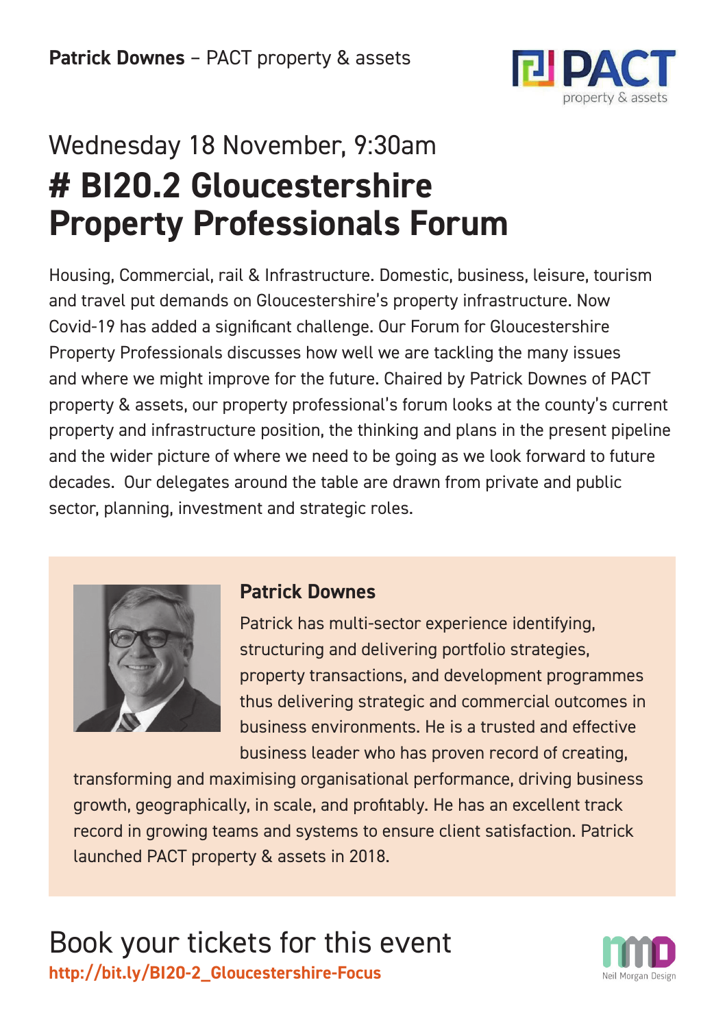**Patrick Downes** – PACT property & assets

PACT property & assets

Wednesday 18 November, 9:30am

# # BI20.2 Gloucestershire Property Professionals Forum

Housing, Commercial, rail & Infrastructure. Domestic, business, leisure, tourism and travel put demands on Gloucestershire's property infrastructure. Now Covid-19 has added a significant challenge. Our Forum for Gloucestershire Property Professionals discusses how well we are tackling the many issues and where we might improve for the future. Chaired by Patrick Downes of PACT property & assets, our property professional's forum looks at the county's current property and infrastructure position, the thinking and plans in the present pipeline and the wider picture of where we need to be going as we look forward to future decades. Our delegates around the table are drawn from private and public sector, planning, investment and strategic roles.

### Patrick Downes

Patrick has multi-sector experience identifying, structuring and delivering portfolio strategies, property transactions, and development programmes thus delivering strategic and commercial outcomes in business environments. He is a trusted and effective business leader who has proven record of creating, transforming and maximising organisational performance, driving business growth, geographically, in scale, and profitably. He has an excellent track record in growing teams and systems to ensure client satisfaction. Patrick launched PACT property & assets in 2018.

## Book your tickets for this event

**http://bit.ly/BI20-2_Gloucestershire-Focus**

Neil Morgan Design